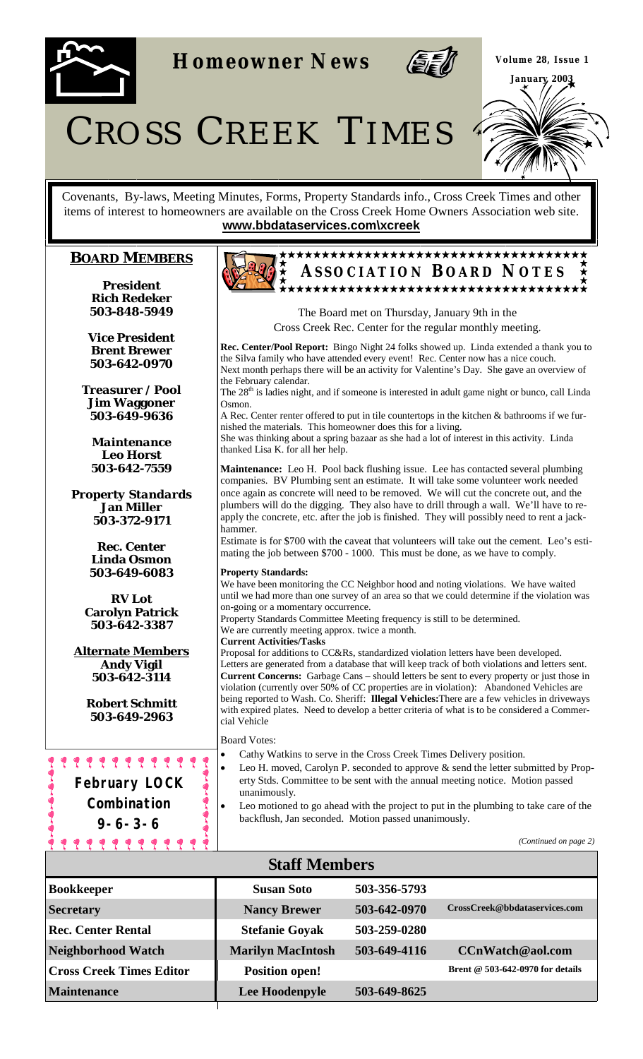# Homeowner News

**Volume 28, Issue 1**

**January 2003**

# CROSS CREEK TIMES

Covenants, By-laws, Meeting Minutes, Forms, Property Standards info., Cross Creek Times and other items of interest to homeowners are available on the Cross Creek Home Owners Association web site.
**www.bbdataservices.com\xcreek**

## BOARD MEMBERS

**President**
**Rich Redeker**
**503-848-5949**

**Vice President**
**Brent Brewer**
**503-642-0970**

**Treasurer / Pool**
**Jim Waggoner**
**503-649-9636**

**Maintenance**
**Leo Horst**
**503-642-7559**

**Property Standards**
**Jan Miller**
**503-372-9171**

**Rec. Center**
**Linda Osmon**
**503-649-6083**

**RV Lot**
**Carolyn Patrick**
**503-642-3387**

**Alternate Members**
**Andy Vigil**
**503-642-3114**

**Robert Schmitt**
**503-649-2963**

**February LOCK Combination**
**9-6-3-6**

## ASSOCIATION BOARD NOTES

The Board met on Thursday, January 9th in the Cross Creek Rec. Center for the regular monthly meeting.

**Rec. Center/Pool Report:** Bingo Night 24 folks showed up. Linda extended a thank you to the Silva family who have attended every event! Rec. Center now has a nice couch. Next month perhaps there will be an activity for Valentine's Day. She gave an overview of the February calendar.

The 28th is ladies night, and if someone is interested in adult game night or bunco, call Linda Osmon.

A Rec. Center renter offered to put in tile countertops in the kitchen & bathrooms if we furnished the materials. This homeowner does this for a living.

She was thinking about a spring bazaar as she had a lot of interest in this activity. Linda thanked Lisa K. for all her help.

**Maintenance:** Leo H. Pool back flushing issue. Lee has contacted several plumbing companies. BV Plumbing sent an estimate. It will take some volunteer work needed once again as concrete will need to be removed. We will cut the concrete out, and the plumbers will do the digging. They also have to drill through a wall. We'll have to re-apply the concrete, etc. after the job is finished. They will possibly need to rent a jack-hammer.

Estimate is for $700 with the caveat that volunteers will take out the cement. Leo's estimating the job between $700 - 1000. This must be done, as we have to comply.

**Property Standards:**

We have been monitoring the CC Neighbor hood and noting violations. We have waited until we had more than one survey of an area so that we could determine if the violation was on-going or a momentary occurrence.

Property Standards Committee Meeting frequency is still to be determined.

We are currently meeting approx. twice a month.

**Current Activities/Tasks**

Proposal for additions to CC&Rs, standardized violation letters have been developed. Letters are generated from a database that will keep track of both violations and letters sent.

**Current Concerns:** Garbage Cans – should letters be sent to every property or just those in violation (currently over 50% of CC properties are in violation): Abandoned Vehicles are being reported to Wash. Co. Sheriff: **Illegal Vehicles:** There are a few vehicles in driveways with expired plates. Need to develop a better criteria of what is to be considered a Commercial Vehicle

Board Votes:

- Cathy Watkins to serve in the Cross Creek Times Delivery position.
- Leo H. moved, Carolyn P. seconded to approve & send the letter submitted by Property Stds. Committee to be sent with the annual meeting notice. Motion passed unanimously.
- Leo motioned to go ahead with the project to put in the plumbing to take care of the backflush, Jan seconded. Motion passed unanimously.

*(Continued on page 2)*

## Staff Members

| | | | |
|---|---|---|---|
| **Bookkeeper** | **Susan Soto** | **503-356-5793** | |
| **Secretary** | **Nancy Brewer** | **503-642-0970** | **CrossCreek@bbdataservices.com** |
| **Rec. Center Rental** | **Stefanie Goyak** | **503-259-0280** | |
| **Neighborhood Watch** | **Marilyn MacIntosh** | **503-649-4116** | **CCnWatch@aol.com** |
| **Cross Creek Times Editor** | **Position open!** | | **Brent @ 503-642-0970 for details** |
| **Maintenance** | **Lee Hoodenpyle** | **503-649-8625** | |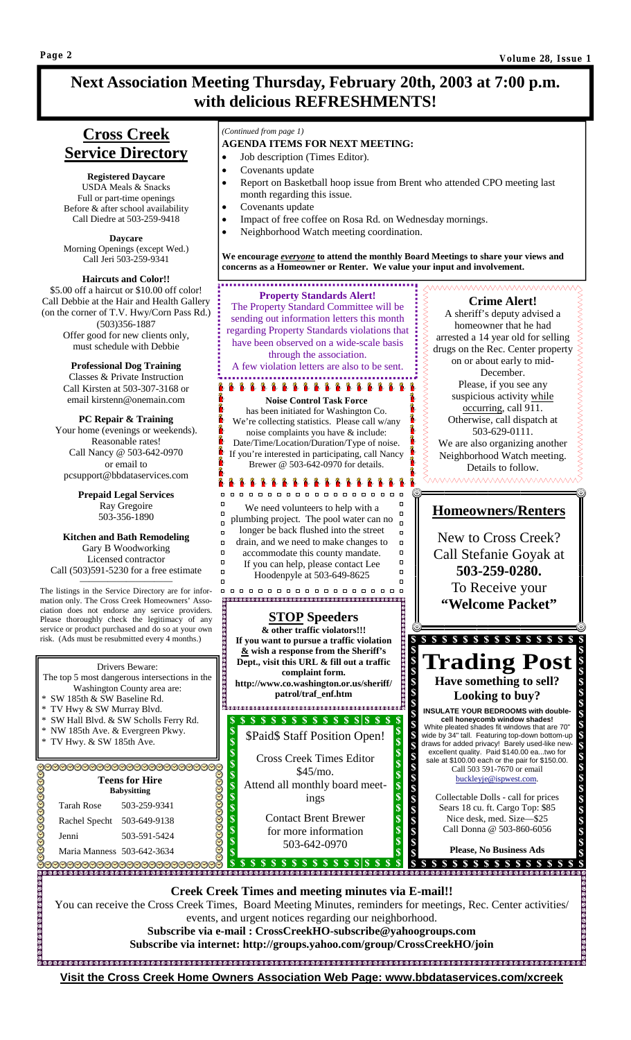# Next Association Meeting Thursday, February 20th, 2003 at 7:00 p.m. with delicious REFRESHMENTS!

## Cross Creek Service Directory

**Registered Daycare**
USDA Meals & Snacks
Full or part-time openings
Before & after school availability
Call Diedre at 503-259-9418

**Daycare**
Morning Openings (except Wed.)
Call Jeri 503-259-9341

**Haircuts and Color!!**
$5.00 off a haircut or $10.00 off color! Call Debbie at the Hair and Health Gallery (on the corner of T.V. Hwy/Corn Pass Rd.) (503)356-1887
Offer good for new clients only, must schedule with Debbie

**Professional Dog Training**
Classes & Private Instruction
Call Kirsten at 503-307-3168 or email kirstenn@onemain.com

**PC Repair & Training**
Your home (evenings or weekends). Reasonable rates!
Call Nancy @ 503-642-0970 or email to pcsupport@bbdataservices.com

**Prepaid Legal Services**
Ray Gregoire
503-356-1890

**Kitchen and Bath Remodeling**
Gary B Woodworking
Licensed contractor
Call (503)591-5230 for a free estimate

The listings in the Service Directory are for information only. The Cross Creek Homeowners' Association does not endorse any service providers. Please thoroughly check the legitimacy of any service or product purchased and do so at your own risk. (Ads must be resubmitted every 4 months.)

Drivers Beware:
The top 5 most dangerous intersections in the Washington County area are:
* SW 185th & SW Baseline Rd.
* TV Hwy & SW Murray Blvd.
* SW Hall Blvd. & SW Scholls Ferry Rd.
* NW 185th Ave. & Evergreen Pkwy.
* TV Hwy. & SW 185th Ave.

**Teens for Hire**
**Babysitting**

| | |
|---|---|
| Tarah Rose | 503-259-9341 |
| Rachel Specht | 503-649-9138 |
| Jenni | 503-591-5424 |
| Maria Manness | 503-642-3634 |

*(Continued from page 1)*

**AGENDA ITEMS FOR NEXT MEETING:**

- Job description (Times Editor).
- Covenants update
- Report on Basketball hoop issue from Brent who attended CPO meeting last month regarding this issue.
- Covenants update
- Impact of free coffee on Rosa Rd. on Wednesday mornings.
- Neighborhood Watch meeting coordination.

**We encourage *everyone* to attend the monthly Board Meetings to share your views and concerns as a Homeowner or Renter. We value your input and involvement.**

**Property Standards Alert!**
The Property Standard Committee will be sending out information letters this month regarding Property Standards violations that have been observed on a wide-scale basis through the association.
A few violation letters are also to be sent.

**Noise Control Task Force**
has been initiated for Washington Co. We're collecting statistics. Please call w/any noise complaints you have & include: Date/Time/Location/Duration/Type of noise. If you're interested in participating, call Nancy Brewer @ 503-642-0970 for details.

We need volunteers to help with a plumbing project. The pool water can no longer be back flushed into the street drain, and we need to make changes to accommodate this county mandate. If you can help, please contact Lee Hoodenpyle at 503-649-8625

## STOP Speeders

**& other traffic violators!!!**
**If you want to pursue a traffic violation & wish a response from the Sheriff's Dept., visit this URL & fill out a traffic complaint form.**
**http://www.co.washington.or.us/sheriff/patrol/traf_enf.htm**

$Paid$ Staff Position Open!

Cross Creek Times Editor
$45/mo.
Attend all monthly board meetings

Contact Brent Brewer for more information
503-642-0970

**Crime Alert!**
A sheriff's deputy advised a homeowner that he had arrested a 14 year old for selling drugs on the Rec. Center property on or about early to mid-December.
Please, if you see any suspicious activity while occurring, call 911.
Otherwise, call dispatch at 503-629-0111.
We are also organizing another Neighborhood Watch meeting. Details to follow.

## Homeowners/Renters

New to Cross Creek?
Call Stefanie Goyak at
**503-259-0280.**
To Receive your
**"Welcome Packet"**

# Trading Post

**Have something to sell?**
**Looking to buy?**

**INSULATE YOUR BEDROOMS with double-cell honeycomb window shades!** White pleated shades fit windows that are 70" wide by 34" tall. Featuring top-down bottom-up draws for added privacy! Barely used-like new-excellent quality. Paid $140.00 ea...two for sale at $100.00 each or the pair for $150.00. Call 503 591-7670 or email buckleyje@ispwest.com.

Collectable Dolls - call for prices
Sears 18 cu. ft. Cargo Top: $85
Nice desk, med. Size—$25
Call Donna @ 503-860-6056

**Please, No Business Ads**

**Creek Creek Times and meeting minutes via E-mail!!**
You can receive the Cross Creek Times, Board Meeting Minutes, reminders for meetings, Rec. Center activities/events, and urgent notices regarding our neighborhood.
**Subscribe via e-mail : CrossCreekHO-subscribe@yahoogroups.com**
**Subscribe via internet: http://groups.yahoo.com/group/CrossCreekHO/join**

**Visit the Cross Creek Home Owners Association Web Page: www.bbdataservices.com/xcreek**